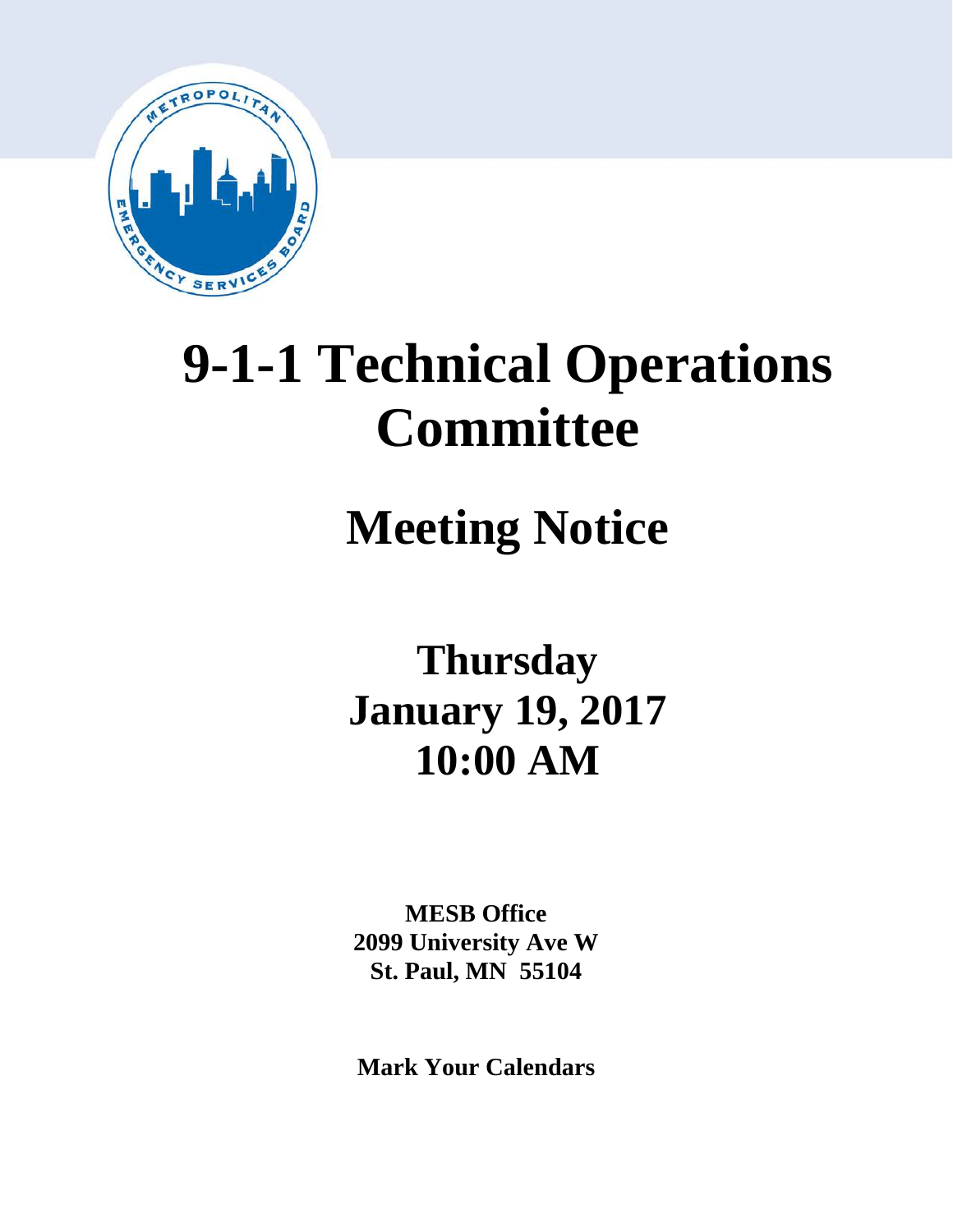# 9-1-1 Technical Operations Committee

## Meeting Notice

**Thursday**
**January 19, 2017**
**10:00 AM**

**MESB Office**
**2099 University Ave W**
**St. Paul, MN 55104**

**Mark Your Calendars**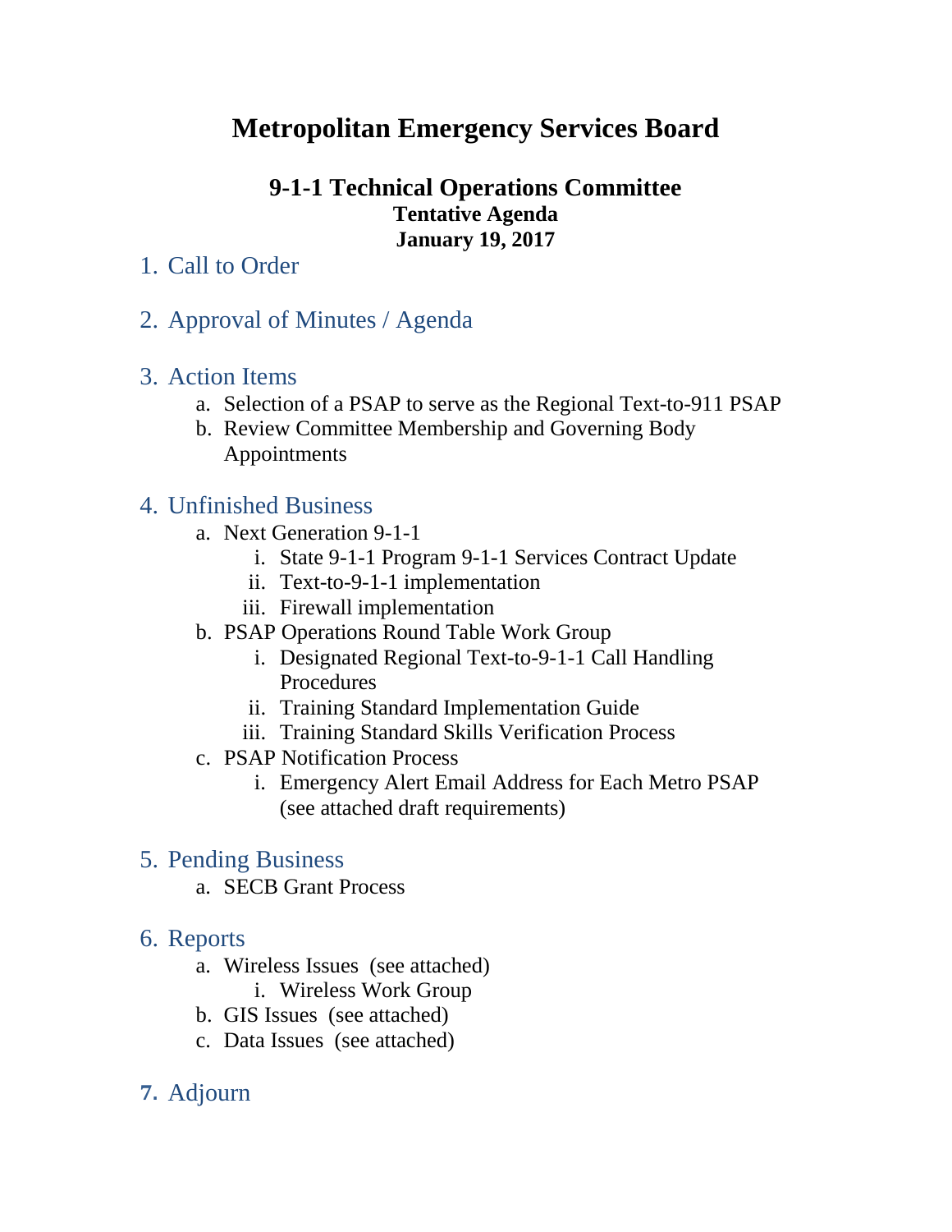# Metropolitan Emergency Services Board

## 9-1-1 Technical Operations Committee

**Tentative Agenda**
**January 19, 2017**

1. Call to Order

2. Approval of Minutes / Agenda

3. Action Items
   a. Selection of a PSAP to serve as the Regional Text-to-911 PSAP
   b. Review Committee Membership and Governing Body Appointments

4. Unfinished Business
   a. Next Generation 9-1-1
      i. State 9-1-1 Program 9-1-1 Services Contract Update
      ii. Text-to-9-1-1 implementation
      iii. Firewall implementation
   b. PSAP Operations Round Table Work Group
      i. Designated Regional Text-to-9-1-1 Call Handling Procedures
      ii. Training Standard Implementation Guide
      iii. Training Standard Skills Verification Process
   c. PSAP Notification Process
      i. Emergency Alert Email Address for Each Metro PSAP (see attached draft requirements)

5. Pending Business
   a. SECB Grant Process

6. Reports
   a. Wireless Issues (see attached)
      i. Wireless Work Group
   b. GIS Issues (see attached)
   c. Data Issues (see attached)

7. Adjourn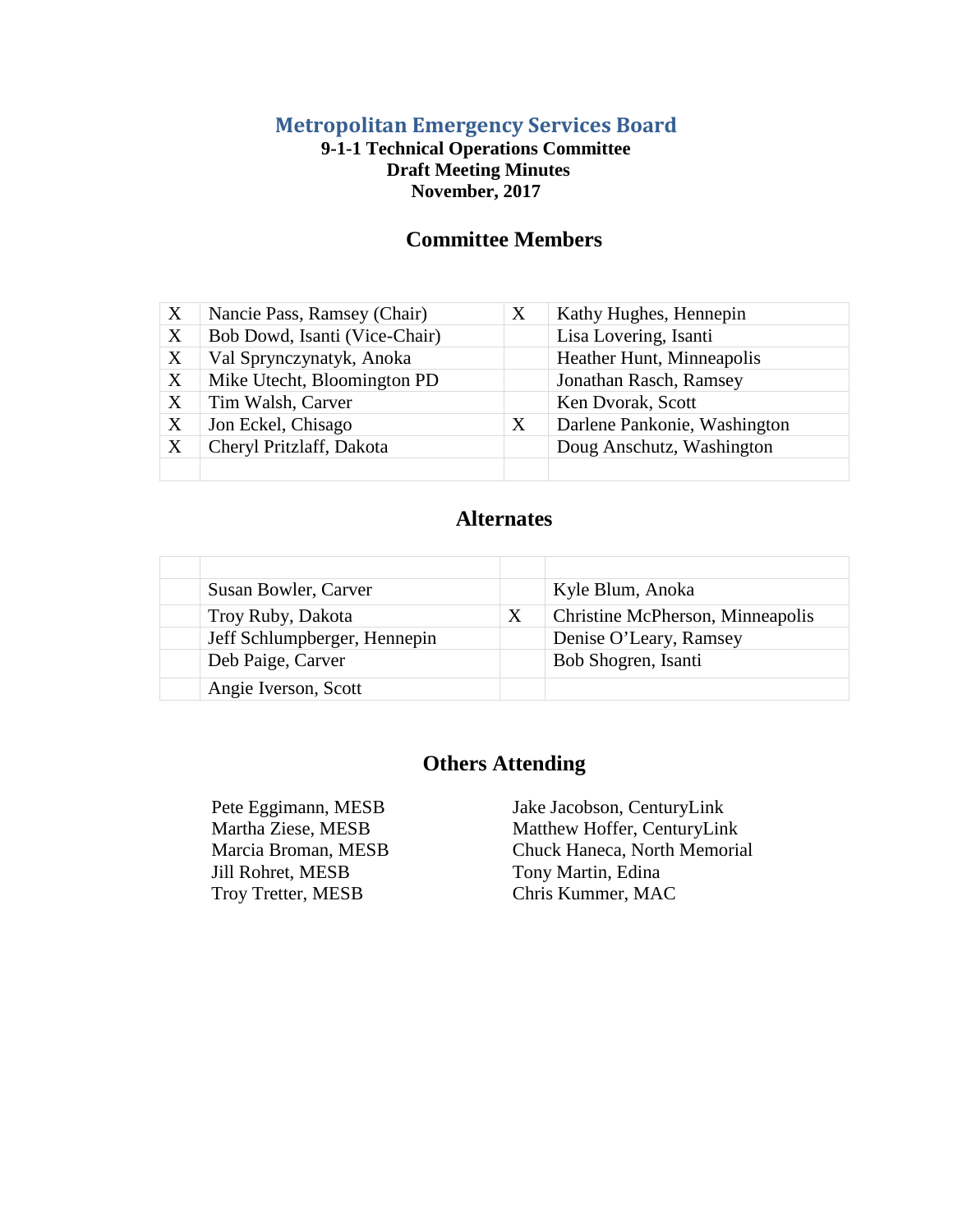# Metropolitan Emergency Services Board

**9-1-1 Technical Operations Committee**
**Draft Meeting Minutes**
**November, 2017**

## Committee Members

| | | | |
|---|---|---|---|
| X | Nancie Pass, Ramsey (Chair) | X | Kathy Hughes, Hennepin |
| X | Bob Dowd, Isanti (Vice-Chair) | | Lisa Lovering, Isanti |
| X | Val Sprynczynatyk, Anoka | | Heather Hunt, Minneapolis |
| X | Mike Utecht, Bloomington PD | | Jonathan Rasch, Ramsey |
| X | Tim Walsh, Carver | | Ken Dvorak, Scott |
| X | Jon Eckel, Chisago | X | Darlene Pankonie, Washington |
| X | Cheryl Pritzlaff, Dakota | | Doug Anschutz, Washington |
| | | | |

## Alternates

| | | | |
|---|---|---|---|
| | | | |
| | Susan Bowler, Carver | | Kyle Blum, Anoka |
| | Troy Ruby, Dakota | X | Christine McPherson, Minneapolis |
| | Jeff Schlumpberger, Hennepin | | Denise O'Leary, Ramsey |
| | Deb Paige, Carver | | Bob Shogren, Isanti |
| | Angie Iverson, Scott | | |

## Others Attending

Pete Eggimann, MESB
Martha Ziese, MESB
Marcia Broman, MESB
Jill Rohret, MESB
Troy Tretter, MESB
Jake Jacobson, CenturyLink
Matthew Hoffer, CenturyLink
Chuck Haneca, North Memorial
Tony Martin, Edina
Chris Kummer, MAC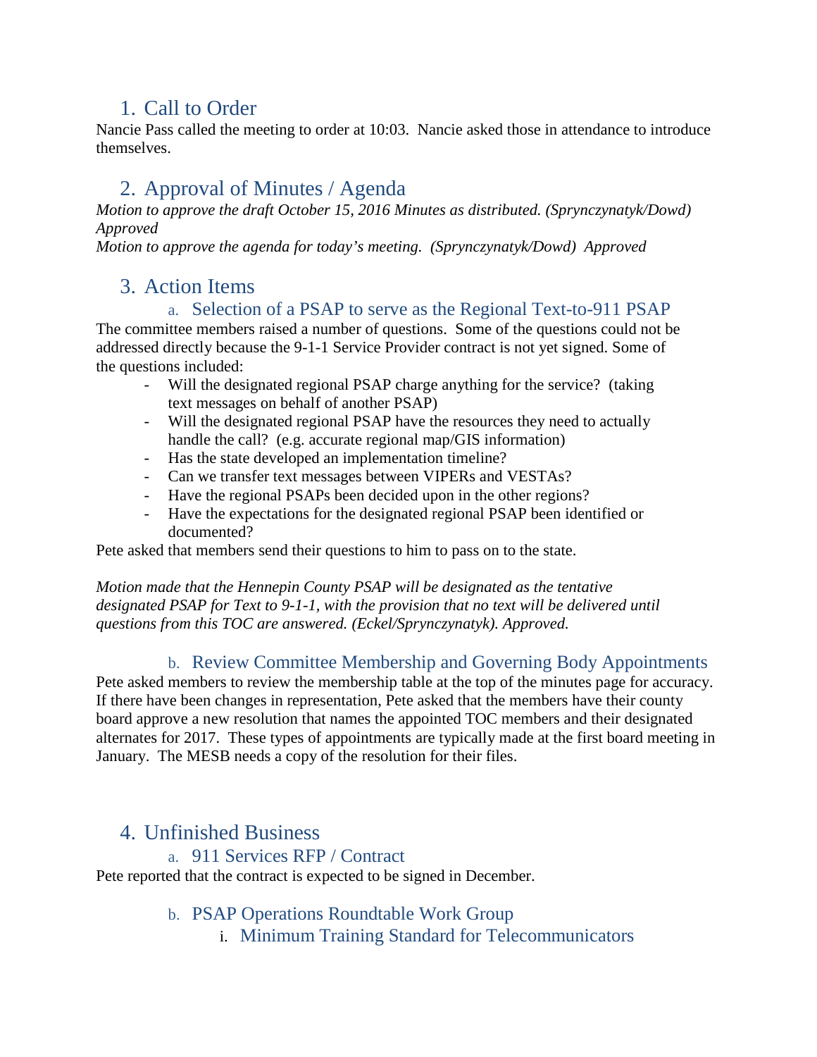## 1. Call to Order

Nancie Pass called the meeting to order at 10:03. Nancie asked those in attendance to introduce themselves.

## 2. Approval of Minutes / Agenda

*Motion to approve the draft October 15, 2016 Minutes as distributed. (Sprynczynatyk/Dowd) Approved*

*Motion to approve the agenda for today's meeting. (Sprynczynatyk/Dowd) Approved*

## 3. Action Items

### a. Selection of a PSAP to serve as the Regional Text-to-911 PSAP

The committee members raised a number of questions. Some of the questions could not be addressed directly because the 9-1-1 Service Provider contract is not yet signed. Some of the questions included:

- Will the designated regional PSAP charge anything for the service? (taking text messages on behalf of another PSAP)
- Will the designated regional PSAP have the resources they need to actually handle the call? (e.g. accurate regional map/GIS information)
- Has the state developed an implementation timeline?
- Can we transfer text messages between VIPERs and VESTAs?
- Have the regional PSAPs been decided upon in the other regions?
- Have the expectations for the designated regional PSAP been identified or documented?

Pete asked that members send their questions to him to pass on to the state.

*Motion made that the Hennepin County PSAP will be designated as the tentative designated PSAP for Text to 9-1-1, with the provision that no text will be delivered until questions from this TOC are answered. (Eckel/Sprynczynatyk). Approved.*

### b. Review Committee Membership and Governing Body Appointments

Pete asked members to review the membership table at the top of the minutes page for accuracy. If there have been changes in representation, Pete asked that the members have their county board approve a new resolution that names the appointed TOC members and their designated alternates for 2017. These types of appointments are typically made at the first board meeting in January. The MESB needs a copy of the resolution for their files.

## 4. Unfinished Business

### a. 911 Services RFP / Contract

Pete reported that the contract is expected to be signed in December.

### b. PSAP Operations Roundtable Work Group

#### i. Minimum Training Standard for Telecommunicators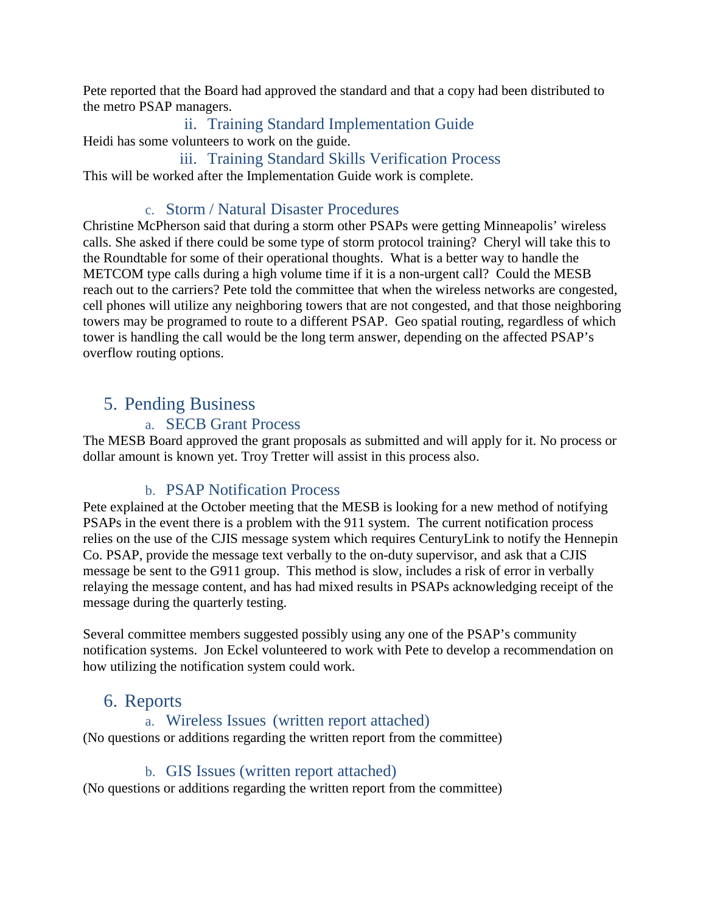Pete reported that the Board had approved the standard and that a copy had been distributed to the metro PSAP managers.

#### ii. Training Standard Implementation Guide

Heidi has some volunteers to work on the guide.

#### iii. Training Standard Skills Verification Process

This will be worked after the Implementation Guide work is complete.

### c. Storm / Natural Disaster Procedures

Christine McPherson said that during a storm other PSAPs were getting Minneapolis' wireless calls. She asked if there could be some type of storm protocol training? Cheryl will take this to the Roundtable for some of their operational thoughts. What is a better way to handle the METCOM type calls during a high volume time if it is a non-urgent call? Could the MESB reach out to the carriers? Pete told the committee that when the wireless networks are congested, cell phones will utilize any neighboring towers that are not congested, and that those neighboring towers may be programed to route to a different PSAP. Geo spatial routing, regardless of which tower is handling the call would be the long term answer, depending on the affected PSAP's overflow routing options.

## 5. Pending Business

### a. SECB Grant Process

The MESB Board approved the grant proposals as submitted and will apply for it. No process or dollar amount is known yet. Troy Tretter will assist in this process also.

### b. PSAP Notification Process

Pete explained at the October meeting that the MESB is looking for a new method of notifying PSAPs in the event there is a problem with the 911 system. The current notification process relies on the use of the CJIS message system which requires CenturyLink to notify the Hennepin Co. PSAP, provide the message text verbally to the on-duty supervisor, and ask that a CJIS message be sent to the G911 group. This method is slow, includes a risk of error in verbally relaying the message content, and has had mixed results in PSAPs acknowledging receipt of the message during the quarterly testing.

Several committee members suggested possibly using any one of the PSAP's community notification systems. Jon Eckel volunteered to work with Pete to develop a recommendation on how utilizing the notification system could work.

## 6. Reports

### a. Wireless Issues (written report attached)

(No questions or additions regarding the written report from the committee)

### b. GIS Issues (written report attached)

(No questions or additions regarding the written report from the committee)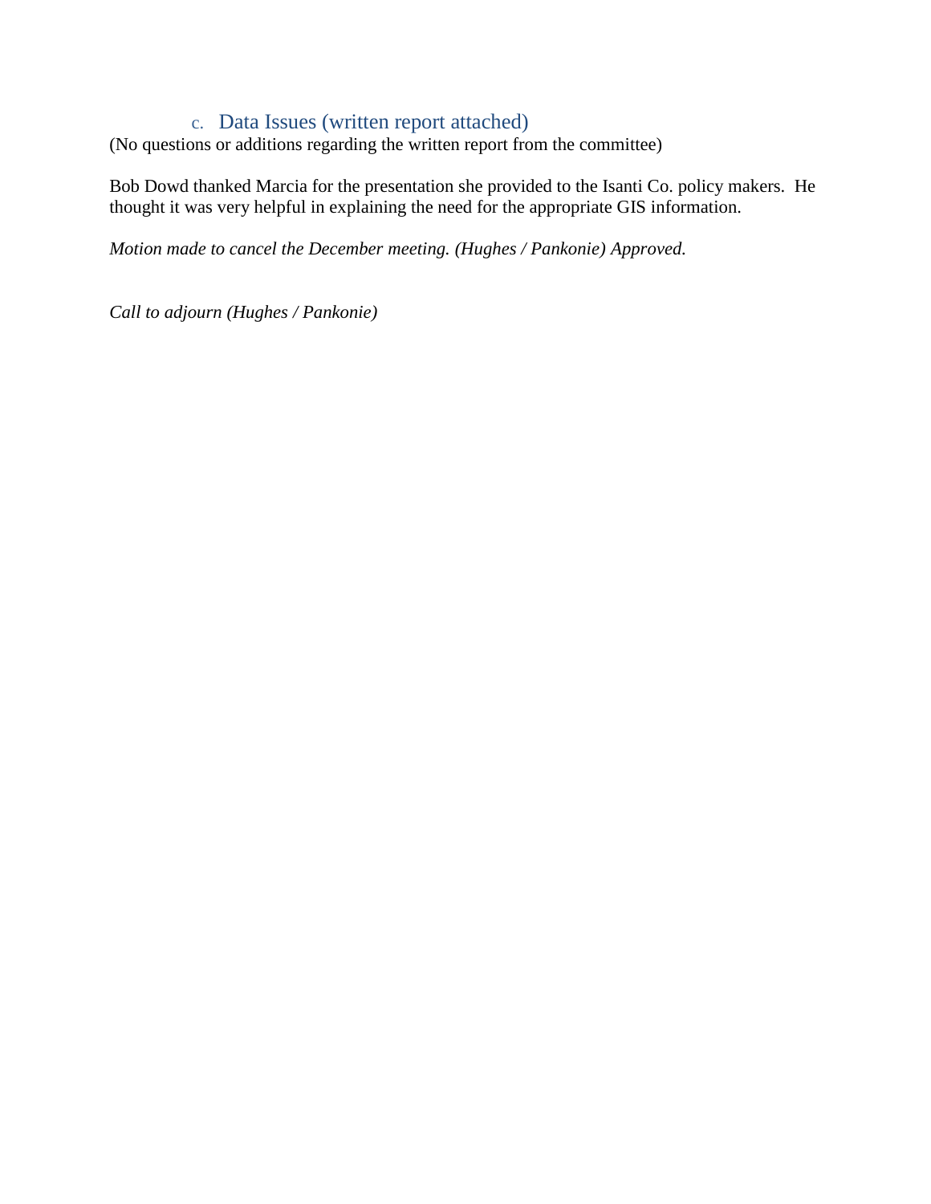### c. Data Issues (written report attached)

(No questions or additions regarding the written report from the committee)

Bob Dowd thanked Marcia for the presentation she provided to the Isanti Co. policy makers. He thought it was very helpful in explaining the need for the appropriate GIS information.

*Motion made to cancel the December meeting. (Hughes / Pankonie) Approved.*

*Call to adjourn (Hughes / Pankonie)*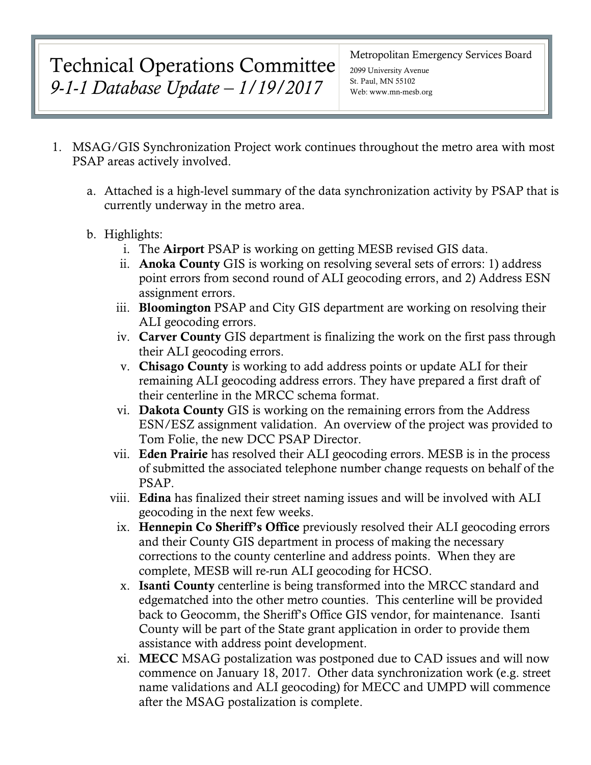# Technical Operations Committee

## *9-1-1 Database Update – 1/19/2017*

Metropolitan Emergency Services Board
2099 University Avenue
St. Paul, MN 55102
Web: www.mn-mesb.org

1. MSAG/GIS Synchronization Project work continues throughout the metro area with most PSAP areas actively involved.

   a. Attached is a high-level summary of the data synchronization activity by PSAP that is currently underway in the metro area.

   b. Highlights:

      i. The **Airport** PSAP is working on getting MESB revised GIS data.

      ii. **Anoka County** GIS is working on resolving several sets of errors: 1) address point errors from second round of ALI geocoding errors, and 2) Address ESN assignment errors.

      iii. **Bloomington** PSAP and City GIS department are working on resolving their ALI geocoding errors.

      iv. **Carver County** GIS department is finalizing the work on the first pass through their ALI geocoding errors.

      v. **Chisago County** is working to add address points or update ALI for their remaining ALI geocoding address errors. They have prepared a first draft of their centerline in the MRCC schema format.

      vi. **Dakota County** GIS is working on the remaining errors from the Address ESN/ESZ assignment validation. An overview of the project was provided to Tom Folie, the new DCC PSAP Director.

      vii. **Eden Prairie** has resolved their ALI geocoding errors. MESB is in the process of submitted the associated telephone number change requests on behalf of the PSAP.

      viii. **Edina** has finalized their street naming issues and will be involved with ALI geocoding in the next few weeks.

      ix. **Hennepin Co Sheriff's Office** previously resolved their ALI geocoding errors and their County GIS department in process of making the necessary corrections to the county centerline and address points. When they are complete, MESB will re-run ALI geocoding for HCSO.

      x. **Isanti County** centerline is being transformed into the MRCC standard and edgematched into the other metro counties. This centerline will be provided back to Geocomm, the Sheriff's Office GIS vendor, for maintenance. Isanti County will be part of the State grant application in order to provide them assistance with address point development.

      xi. **MECC** MSAG postalization was postponed due to CAD issues and will now commence on January 18, 2017. Other data synchronization work (e.g. street name validations and ALI geocoding) for MECC and UMPD will commence after the MSAG postalization is complete.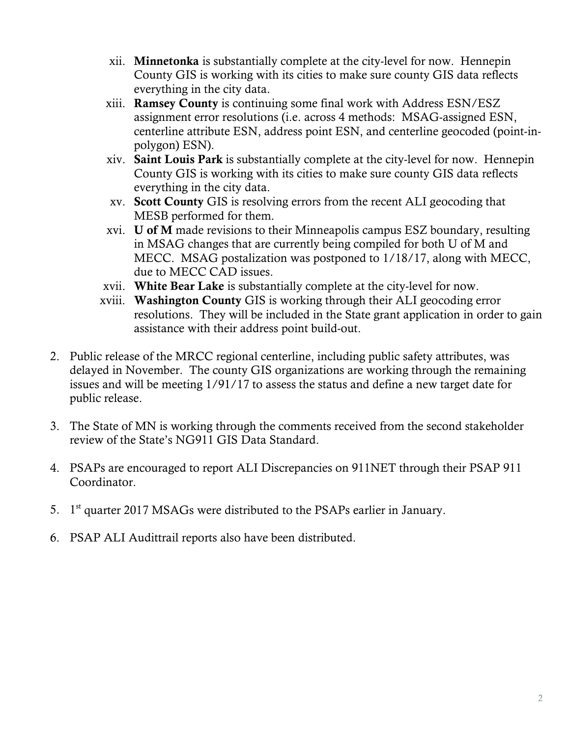xii. **Minnetonka** is substantially complete at the city-level for now. Hennepin County GIS is working with its cities to make sure county GIS data reflects everything in the city data.

xiii. **Ramsey County** is continuing some final work with Address ESN/ESZ assignment error resolutions (i.e. across 4 methods: MSAG-assigned ESN, centerline attribute ESN, address point ESN, and centerline geocoded (point-in-polygon) ESN).

xiv. **Saint Louis Park** is substantially complete at the city-level for now. Hennepin County GIS is working with its cities to make sure county GIS data reflects everything in the city data.

xv. **Scott County** GIS is resolving errors from the recent ALI geocoding that MESB performed for them.

xvi. **U of M** made revisions to their Minneapolis campus ESZ boundary, resulting in MSAG changes that are currently being compiled for both U of M and MECC. MSAG postalization was postponed to 1/18/17, along with MECC, due to MECC CAD issues.

xvii. **White Bear Lake** is substantially complete at the city-level for now.

xviii. **Washington County** GIS is working through their ALI geocoding error resolutions. They will be included in the State grant application in order to gain assistance with their address point build-out.

2. Public release of the MRCC regional centerline, including public safety attributes, was delayed in November. The county GIS organizations are working through the remaining issues and will be meeting 1/91/17 to assess the status and define a new target date for public release.

3. The State of MN is working through the comments received from the second stakeholder review of the State's NG911 GIS Data Standard.

4. PSAPs are encouraged to report ALI Discrepancies on 911NET through their PSAP 911 Coordinator.

5. 1st quarter 2017 MSAGs were distributed to the PSAPs earlier in January.

6. PSAP ALI Audittrail reports also have been distributed.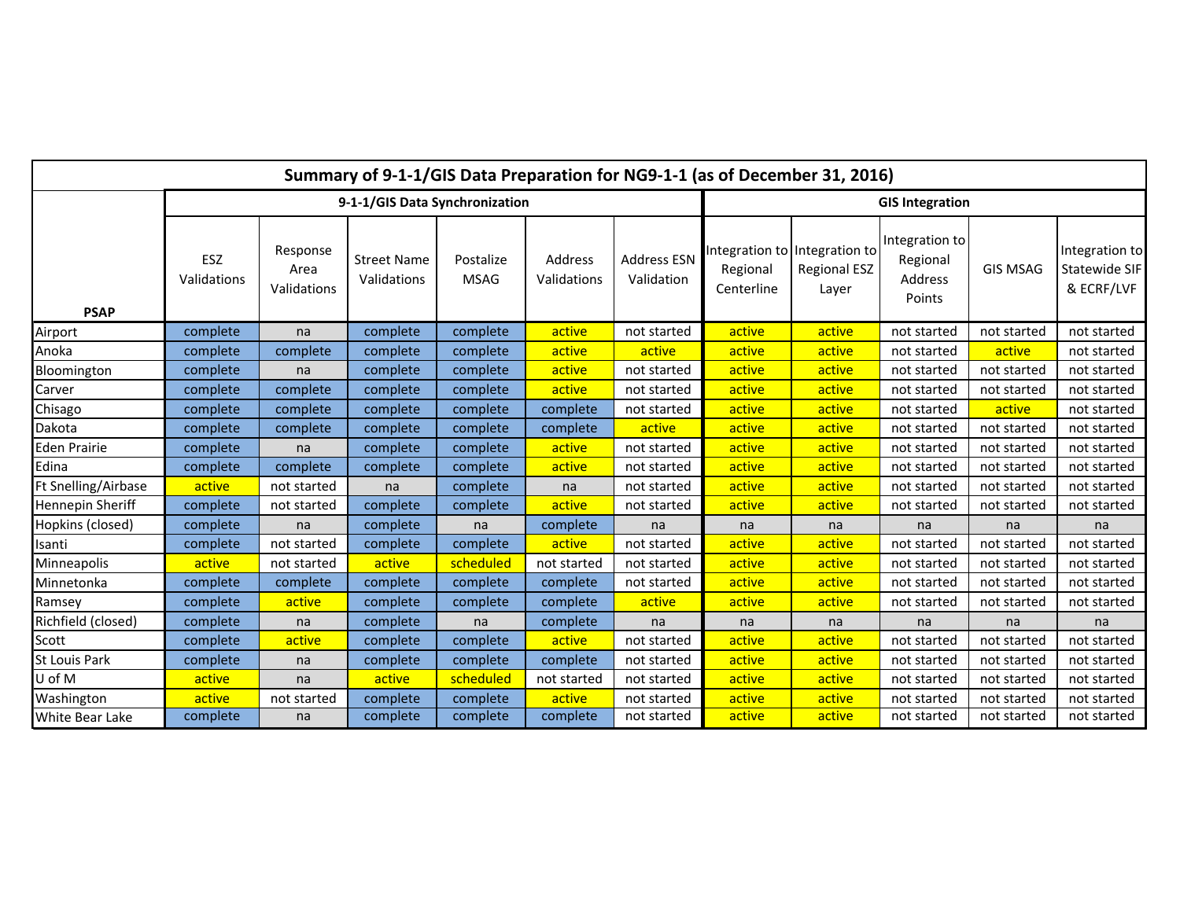## Summary of 9-1-1/GIS Data Preparation for NG9-1-1 (as of December 31, 2016)

| PSAP | 9-1-1/GIS Data Synchronization | | | | | | GIS Integration | | | | |
|---|---|---|---|---|---|---|---|---|---|---|---|
| | ESZ Validations | Response Area Validations | Street Name Validations | Postalize MSAG | Address Validations | Address ESN Validation | Integration to Regional Centerline | Integration to Regional ESZ Layer | Integration to Regional Address Points | GIS MSAG | Integration to Statewide SIF & ECRF/LVF |
| Airport | complete | na | complete | complete | active | not started | active | active | not started | not started | not started |
| Anoka | complete | complete | complete | complete | active | active | active | active | not started | active | not started |
| Bloomington | complete | na | complete | complete | active | not started | active | active | not started | not started | not started |
| Carver | complete | complete | complete | complete | active | not started | active | active | not started | not started | not started |
| Chisago | complete | complete | complete | complete | complete | not started | active | active | not started | active | not started |
| Dakota | complete | complete | complete | complete | complete | active | active | active | not started | not started | not started |
| Eden Prairie | complete | na | complete | complete | active | not started | active | active | not started | not started | not started |
| Edina | complete | complete | complete | complete | active | not started | active | active | not started | not started | not started |
| Ft Snelling/Airbase | active | not started | na | complete | na | not started | active | active | not started | not started | not started |
| Hennepin Sheriff | complete | not started | complete | complete | active | not started | active | active | not started | not started | not started |
| Hopkins (closed) | complete | na | complete | na | complete | na | na | na | na | na | na |
| Isanti | complete | not started | complete | complete | active | not started | active | active | not started | not started | not started |
| Minneapolis | active | not started | active | scheduled | not started | not started | active | active | not started | not started | not started |
| Minnetonka | complete | complete | complete | complete | complete | not started | active | active | not started | not started | not started |
| Ramsey | complete | active | complete | complete | complete | active | active | active | not started | not started | not started |
| Richfield (closed) | complete | na | complete | na | complete | na | na | na | na | na | na |
| Scott | complete | active | complete | complete | active | not started | active | active | not started | not started | not started |
| St Louis Park | complete | na | complete | complete | complete | not started | active | active | not started | not started | not started |
| U of M | active | na | active | scheduled | not started | not started | active | active | not started | not started | not started |
| Washington | active | not started | complete | complete | active | not started | active | active | not started | not started | not started |
| White Bear Lake | complete | na | complete | complete | complete | not started | active | active | not started | not started | not started |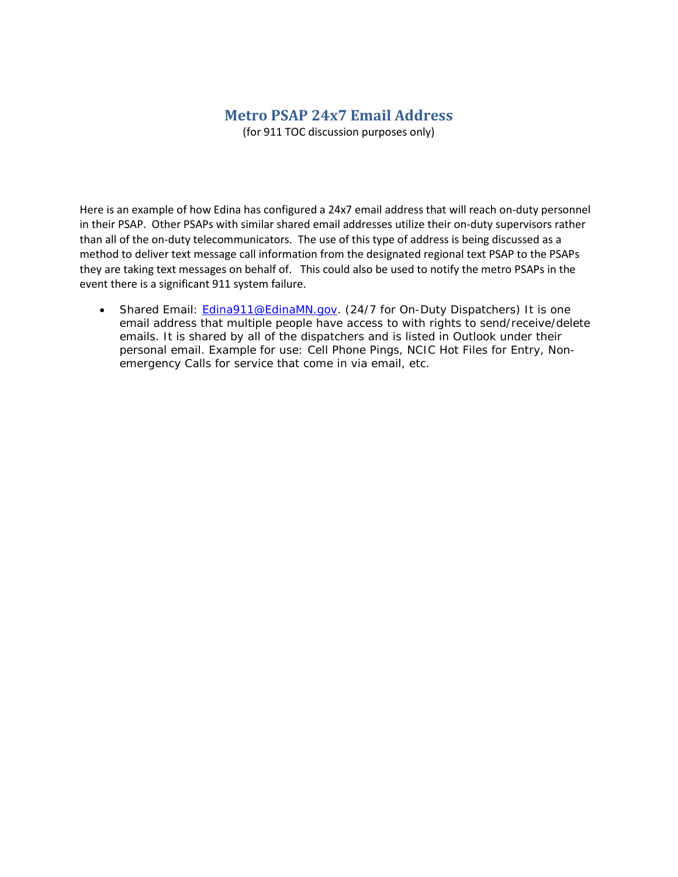# Metro PSAP 24x7 Email Address

(for 911 TOC discussion purposes only)

Here is an example of how Edina has configured a 24x7 email address that will reach on-duty personnel in their PSAP. Other PSAPs with similar shared email addresses utilize their on-duty supervisors rather than all of the on-duty telecommunicators. The use of this type of address is being discussed as a method to deliver text message call information from the designated regional text PSAP to the PSAPs they are taking text messages on behalf of. This could also be used to notify the metro PSAPs in the event there is a significant 911 system failure.

- Shared Email: Edina911@EdinaMN.gov. (24/7 for On-Duty Dispatchers) It is one email address that multiple people have access to with rights to send/receive/delete emails. It is shared by all of the dispatchers and is listed in Outlook under their personal email. Example for use: Cell Phone Pings, NCIC Hot Files for Entry, Non-emergency Calls for service that come in via email, etc.